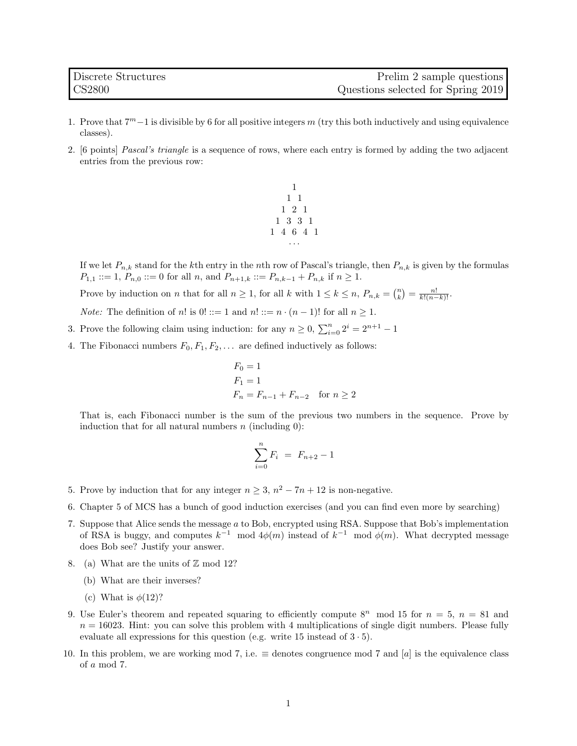| Discrete Structures | Prelim 2 sample questions |
| --- | --- |
| CS2800 | Questions selected for Spring 2019 |

1. Prove that $7^m - 1$ is divisible by 6 for all positive integers $m$ (try this both inductively and using equivalence classes).

2. [6 points] *Pascal's triangle* is a sequence of rows, where each entry is formed by adding the two adjacent entries from the previous row:

$$\begin{array}{c} 1 \\ 1 \quad 1 \\ 1 \quad 2 \quad 1 \\ 1 \quad 3 \quad 3 \quad 1 \\ 1 \quad 4 \quad 6 \quad 4 \quad 1 \\ \cdots \end{array}$$

   If we let $P_{n,k}$ stand for the $k$th entry in the $n$th row of Pascal's triangle, then $P_{n,k}$ is given by the formulas $P_{1,1} ::= 1$, $P_{n,0} ::= 0$ for all $n$, and $P_{n+1,k} ::= P_{n,k-1} + P_{n,k}$ if $n \geq 1$.

   Prove by induction on $n$ that for all $n \geq 1$, for all $k$ with $1 \leq k \leq n$, $P_{n,k} = \binom{n}{k} = \frac{n!}{k!(n-k)!}$.

   *Note:* The definition of $n!$ is $0! ::= 1$ and $n! ::= n \cdot (n-1)!$ for all $n \geq 1$.

3. Prove the following claim using induction: for any $n \geq 0$, $\sum_{i=0}^{n} 2^i = 2^{n+1} - 1$

4. The Fibonacci numbers $F_0, F_1, F_2, \ldots$ are defined inductively as follows:

$$F_0 = 1$$
$$F_1 = 1$$
$$F_n = F_{n-1} + F_{n-2} \quad \text{for } n \geq 2$$

   That is, each Fibonacci number is the sum of the previous two numbers in the sequence. Prove by induction that for all natural numbers $n$ (including 0):

$$\sum_{i=0}^{n} F_i \; = \; F_{n+2} - 1$$

5. Prove by induction that for any integer $n \geq 3$, $n^2 - 7n + 12$ is non-negative.

6. Chapter 5 of MCS has a bunch of good induction exercises (and you can find even more by searching)

7. Suppose that Alice sends the message $a$ to Bob, encrypted using RSA. Suppose that Bob's implementation of RSA is buggy, and computes $k^{-1} \mod 4\phi(m)$ instead of $k^{-1} \mod \phi(m)$. What decrypted message does Bob see? Justify your answer.

8. (a) What are the units of $\mathbb{Z}$ mod 12?

   (b) What are their inverses?

   (c) What is $\phi(12)$?

9. Use Euler's theorem and repeated squaring to efficiently compute $8^n \mod 15$ for $n = 5$, $n = 81$ and $n = 16023$. Hint: you can solve this problem with 4 multiplications of single digit numbers. Please fully evaluate all expressions for this question (e.g. write 15 instead of $3 \cdot 5$).

10. In this problem, we are working mod 7, i.e. $\equiv$ denotes congruence mod 7 and $[a]$ is the equivalence class of $a$ mod 7.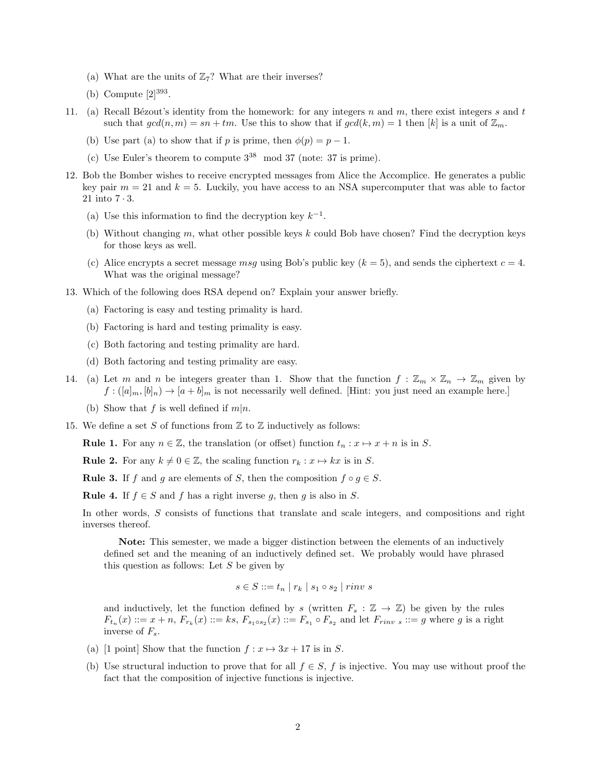(a) What are the units of $\mathbb{Z}_7$? What are their inverses?

(b) Compute $[2]^{393}$.

11. (a) Recall Bézout's identity from the homework: for any integers $n$ and $m$, there exist integers $s$ and $t$ such that $gcd(n, m) = sn + tm$. Use this to show that if $gcd(k, m) = 1$ then $[k]$ is a unit of $\mathbb{Z}_m$.

    (b) Use part (a) to show that if $p$ is prime, then $\phi(p) = p - 1$.

    (c) Use Euler's theorem to compute $3^{38} \mod 37$ (note: 37 is prime).

12. Bob the Bomber wishes to receive encrypted messages from Alice the Accomplice. He generates a public key pair $m = 21$ and $k = 5$. Luckily, you have access to an NSA supercomputer that was able to factor 21 into $7 \cdot 3$.

    (a) Use this information to find the decryption key $k^{-1}$.

    (b) Without changing $m$, what other possible keys $k$ could Bob have chosen? Find the decryption keys for those keys as well.

    (c) Alice encrypts a secret message $msg$ using Bob's public key ($k = 5$), and sends the ciphertext $c = 4$. What was the original message?

13. Which of the following does RSA depend on? Explain your answer briefly.

    (a) Factoring is easy and testing primality is hard.

    (b) Factoring is hard and testing primality is easy.

    (c) Both factoring and testing primality are hard.

    (d) Both factoring and testing primality are easy.

14. (a) Let $m$ and $n$ be integers greater than 1. Show that the function $f : \mathbb{Z}_m \times \mathbb{Z}_n \to \mathbb{Z}_m$ given by $f : ([a]_m, [b]_n) \to [a + b]_m$ is not necessarily well defined. [Hint: you just need an example here.]

    (b) Show that $f$ is well defined if $m|n$.

15. We define a set $S$ of functions from $\mathbb{Z}$ to $\mathbb{Z}$ inductively as follows:

    **Rule 1.** For any $n \in \mathbb{Z}$, the translation (or offset) function $t_n : x \mapsto x + n$ is in $S$.

    **Rule 2.** For any $k \neq 0 \in \mathbb{Z}$, the scaling function $r_k : x \mapsto kx$ is in $S$.

    **Rule 3.** If $f$ and $g$ are elements of $S$, then the composition $f \circ g \in S$.

    **Rule 4.** If $f \in S$ and $f$ has a right inverse $g$, then $g$ is also in $S$.

    In other words, $S$ consists of functions that translate and scale integers, and compositions and right inverses thereof.

    > **Note:** This semester, we made a bigger distinction between the elements of an inductively defined set and the meaning of an inductively defined set. We probably would have phrased this question as follows: Let $S$ be given by
    >
    > $$s \in S ::= t_n \mid r_k \mid s_1 \circ s_2 \mid rinv\ s$$
    >
    > and inductively, let the function defined by $s$ (written $F_s : \mathbb{Z} \to \mathbb{Z}$) be given by the rules $F_{t_n}(x) ::= x + n$, $F_{r_k}(x) ::= ks$, $F_{s_1 \circ s_2}(x) ::= F_{s_1} \circ F_{s_2}$ and let $F_{rinv\ s} ::= g$ where $g$ is a right inverse of $F_s$.

    (a) [1 point] Show that the function $f : x \mapsto 3x + 17$ is in $S$.

    (b) Use structural induction to prove that for all $f \in S$, $f$ is injective. You may use without proof the fact that the composition of injective functions is injective.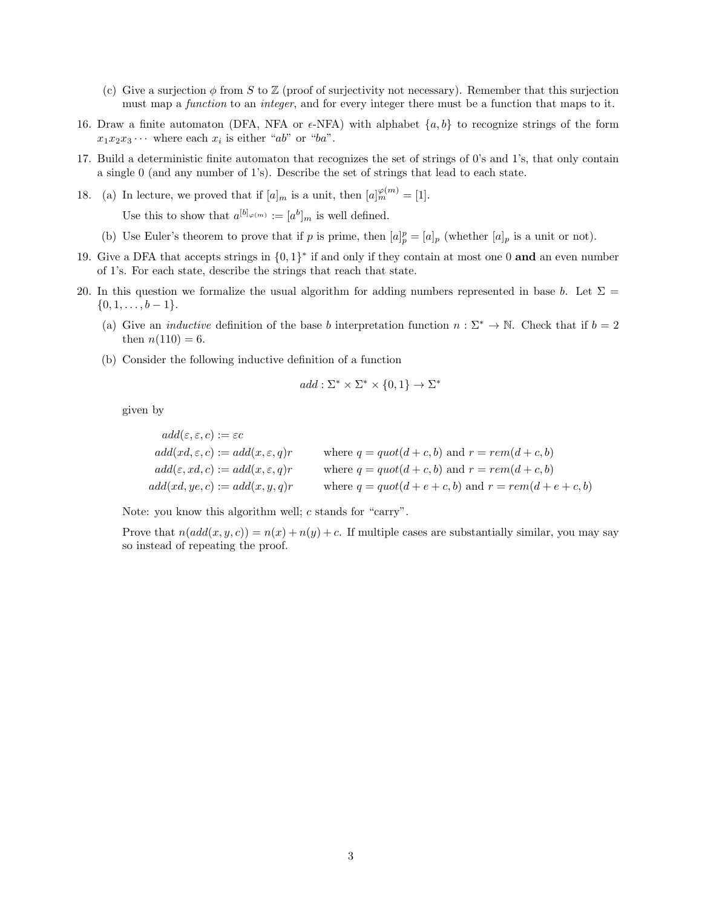(c) Give a surjection $\phi$ from $S$ to $\mathbb{Z}$ (proof of surjectivity not necessary). Remember that this surjection must map a *function* to an *integer*, and for every integer there must be a function that maps to it.

16. Draw a finite automaton (DFA, NFA or $\epsilon$-NFA) with alphabet $\{a, b\}$ to recognize strings of the form $x_1 x_2 x_3 \cdots$ where each $x_i$ is either "$ab$" or "$ba$".

17. Build a deterministic finite automaton that recognizes the set of strings of 0's and 1's, that only contain a single 0 (and any number of 1's). Describe the set of strings that lead to each state.

18. (a) In lecture, we proved that if $[a]_m$ is a unit, then $[a]_m^{\varphi(m)} = [1]$.

    Use this to show that $a^{[b]_{\varphi(m)}} := [a^b]_m$ is well defined.

    (b) Use Euler's theorem to prove that if $p$ is prime, then $[a]_p^p = [a]_p$ (whether $[a]_p$ is a unit or not).

19. Give a DFA that accepts strings in $\{0, 1\}^*$ if and only if they contain at most one 0 **and** an even number of 1's. For each state, describe the strings that reach that state.

20. In this question we formalize the usual algorithm for adding numbers represented in base $b$. Let $\Sigma = \{0, 1, \ldots, b-1\}$.

    (a) Give an *inductive* definition of the base $b$ interpretation function $n : \Sigma^* \to \mathbb{N}$. Check that if $b = 2$ then $n(110) = 6$.

    (b) Consider the following inductive definition of a function

    $$add : \Sigma^* \times \Sigma^* \times \{0, 1\} \to \Sigma^*$$

    given by

    $$\begin{aligned}
    add(\varepsilon, \varepsilon, c) &:= \varepsilon c \\
    add(xd, \varepsilon, c) &:= add(x, \varepsilon, q)r && \text{where } q = quot(d + c, b) \text{ and } r = rem(d + c, b) \\
    add(\varepsilon, xd, c) &:= add(x, \varepsilon, q)r && \text{where } q = quot(d + c, b) \text{ and } r = rem(d + c, b) \\
    add(xd, ye, c) &:= add(x, y, q)r && \text{where } q = quot(d + e + c, b) \text{ and } r = rem(d + e + c, b)
    \end{aligned}$$

    Note: you know this algorithm well; $c$ stands for "carry".

    Prove that $n(add(x, y, c)) = n(x) + n(y) + c$. If multiple cases are substantially similar, you may say so instead of repeating the proof.